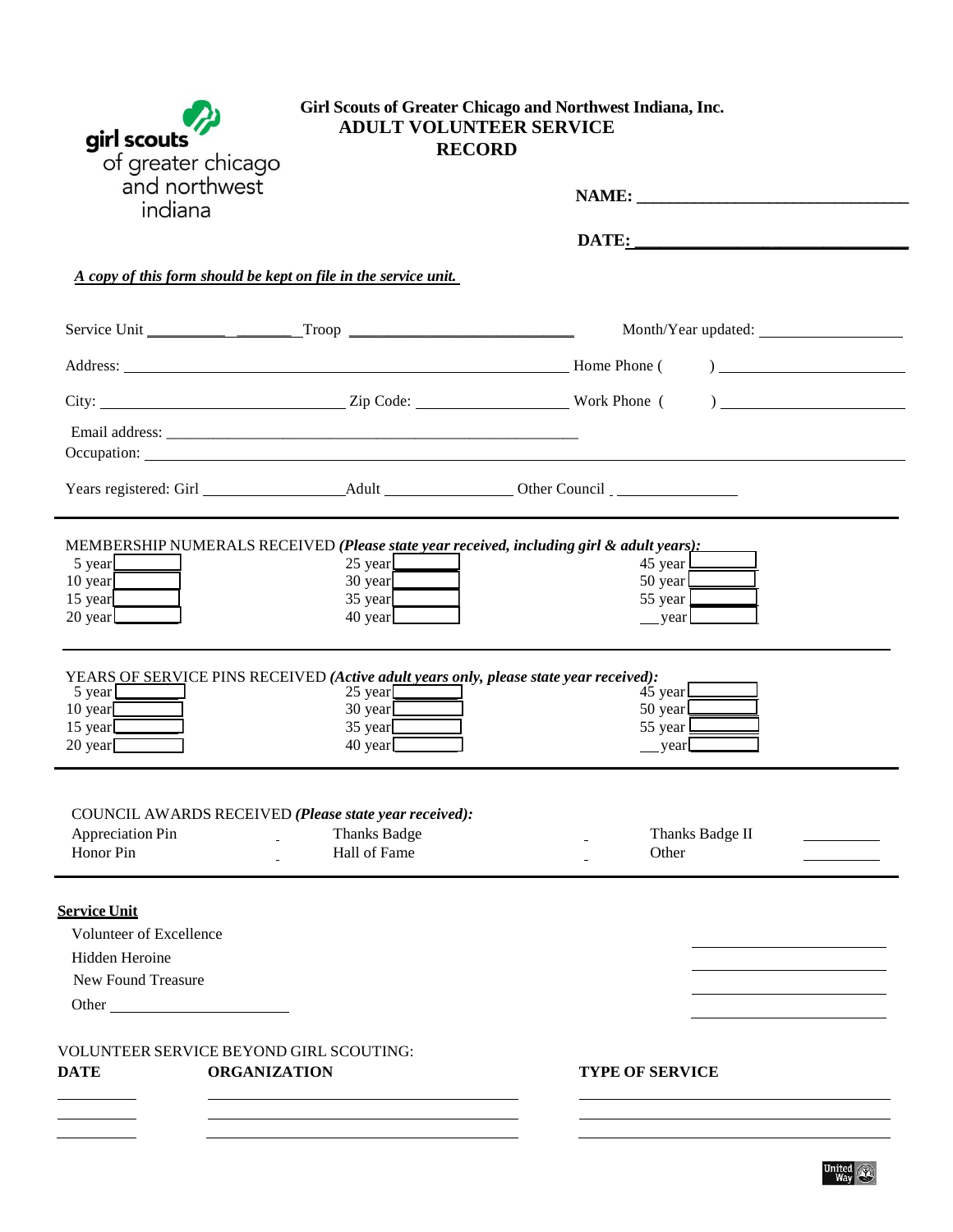girl scouts of greater chicago and northwest indiana

**Girl Scouts of Greater Chicago and Northwest Indiana, Inc.**
**ADULT VOLUNTEER SERVICE RECORD**

**NAME:** ________________________________

**DATE:** ________________________________

***A copy of this form should be kept on file in the service unit.***

Service Unit __________ _______ Troop ____________________________ Month/Year updated: __________________

Address: ____________________________________________________ Home Phone ( ) ______________________

City: ______________________________ Zip Code: __________________ Work Phone ( ) ______________________

Email address: ____________________________________________________

Occupation: ____________________________________________________________________________________

Years registered: Girl __________________ Adult ________________ Other Council ________________

---

MEMBERSHIP NUMERALS RECEIVED ***(Please state year received, including girl & adult years):***

| | | | | | |
|---|---|---|---|---|---|
| 5 year | | 25 year | | 45 year | |
| 10 year | | 30 year | | 50 year | |
| 15 year | | 35 year | | 55 year | |
| 20 year | | 40 year | | ___year | |

---

YEARS OF SERVICE PINS RECEIVED ***(Active adult years only, please state year received):***

| | | | | | |
|---|---|---|---|---|---|
| 5 year | | 25 year | | 45 year | |
| 10 year | | 30 year | | 50 year | |
| 15 year | | 35 year | | 55 year | |
| 20 year | | 40 year | | ___year | |

---

COUNCIL AWARDS RECEIVED ***(Please state year received):***

| | | | | | |
|---|---|---|---|---|---|
| Appreciation Pin | | Thanks Badge | | Thanks Badge II | __________ |
| Honor Pin | | Hall of Fame | | Other | __________ |

---

**Service Unit**

Volunteer of Excellence ______________________

Hidden Heroine ______________________

New Found Treasure ______________________

Other ______________________ ______________________

VOLUNTEER SERVICE BEYOND GIRL SCOUTING:

| DATE | ORGANIZATION | TYPE OF SERVICE |
|---|---|---|
| | | |
| | | |
| | | |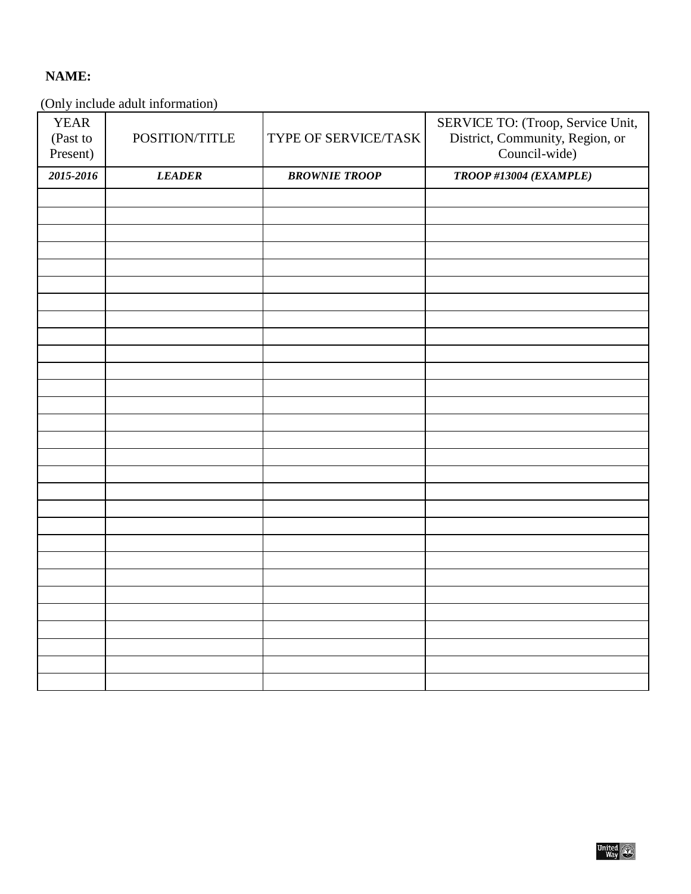**NAME:**

(Only include adult information)

| YEAR (Past to Present) | POSITION/TITLE | TYPE OF SERVICE/TASK | SERVICE TO: (Troop, Service Unit, District, Community, Region, or Council-wide) |
|---|---|---|---|
| ***2015-2016*** | ***LEADER*** | ***BROWNIE TROOP*** | ***TROOP #13004 (EXAMPLE)*** |
| | | | |
| | | | |
| | | | |
| | | | |
| | | | |
| | | | |
| | | | |
| | | | |
| | | | |
| | | | |
| | | | |
| | | | |
| | | | |
| | | | |
| | | | |
| | | | |
| | | | |
| | | | |
| | | | |
| | | | |
| | | | |
| | | | |
| | | | |
| | | | |
| | | | |
| | | | |
| | | | |
| | | | |
| | | | |